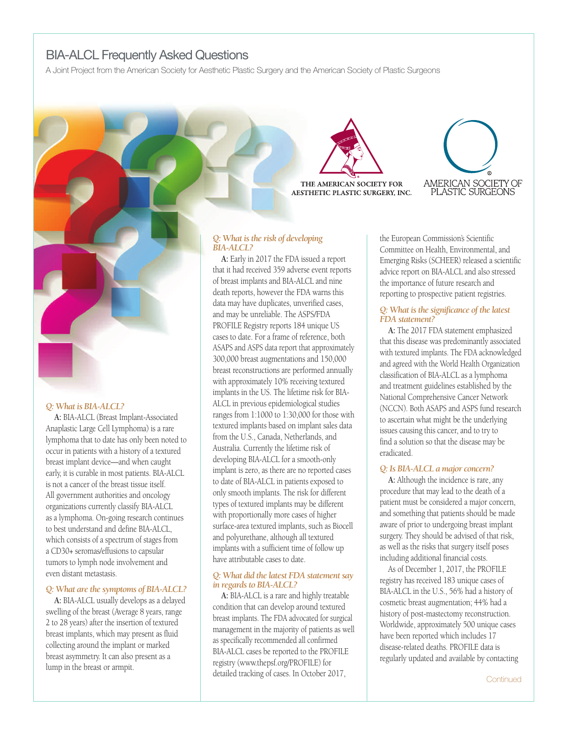# BIA-ALCL Frequently Asked Questions

A Joint Project from the American Society for Aesthetic Plastic Surgery and the American Society of Plastic Surgeons

THE AMERICAN SOCIETY FOR AESTHETIC PLASTIC SURGERY, INC.

AMERICAN SOCIETY OF PLASTIC SURGEONS

### *Q: What is BIA-ALCL?*

**A:** BIA-ALCL (Breast Implant-Associated Anaplastic Large Cell Lymphoma) is a rare lymphoma that to date has only been noted to occur in patients with a history of a textured breast implant device—and when caught early, it is curable in most patients. BIA-ALCL is not a cancer of the breast tissue itself. All government authorities and oncology organizations currently classify BIA-ALCL as a lymphoma. On-going research continues to best understand and define BIA-ALCL, which consists of a spectrum of stages from a CD30+ seromas/effusions to capsular tumors to lymph node involvement and even distant metastasis.

### *Q: What are the symptoms of BIA-ALCL?*

**A:** BIA-ALCL usually develops as a delayed swelling of the breast (Average 8 years, range 2 to 28 years) after the insertion of textured breast implants, which may present as fluid collecting around the implant or marked breast asymmetry. It can also present as a lump in the breast or armpit.

### *Q: What is the risk of developing BIA-ALCL?*

**A:** Early in 2017 the FDA issued a report that it had received 359 adverse event reports of breast implants and BIA-ALCL and nine death reports, however the FDA warns this data may have duplicates, unverified cases, and may be unreliable. The ASPS/FDA PROFILE Registry reports 184 unique US cases to date. For a frame of reference, both ASAPS and ASPS data report that approximately 300,000 breast augmentations and 150,000 breast reconstructions are performed annually with approximately 10% receiving textured implants in the US. The lifetime risk for BIA-ALCL in previous epidemiological studies ranges from 1:1000 to 1:30,000 for those with textured implants based on implant sales data from the U.S., Canada, Netherlands, and Australia. Currently the lifetime risk of developing BIA-ALCL for a smooth-only implant is zero, as there are no reported cases to date of BIA-ALCL in patients exposed to only smooth implants. The risk for different types of textured implants may be different with proportionally more cases of higher surface-area textured implants, such as Biocell and polyurethane, although all textured implants with a sufficient time of follow up have attributable cases to date.

### *Q: What did the latest FDA statement say in regards to BIA-ALCL?*

**A:** BIA-ALCL is a rare and highly treatable condition that can develop around textured breast implants. The FDA advocated for surgical management in the majority of patients as well as specifically recommended all confirmed BIA-ALCL cases be reported to the PROFILE registry (www.thepsf.org/PROFILE) for detailed tracking of cases. In October 2017, the European Commission's Scientific Committee on Health, Environmental, and Emerging Risks (SCHEER) released a scientific advice report on BIA-ALCL and also stressed the importance of future research and reporting to prospective patient registries.

### *Q: What is the significance of the latest FDA statement?*

**A:** The 2017 FDA statement emphasized that this disease was predominantly associated with textured implants. The FDA acknowledged and agreed with the World Health Organization classification of BIA-ALCL as a lymphoma and treatment guidelines established by the National Comprehensive Cancer Network (NCCN). Both ASAPS and ASPS fund research to ascertain what might be the underlying issues causing this cancer, and to try to find a solution so that the disease may be eradicated.

### *Q: Is BIA-ALCL a major concern?*

**A:** Although the incidence is rare, any procedure that may lead to the death of a patient must be considered a major concern, and something that patients should be made aware of prior to undergoing breast implant surgery. They should be advised of that risk, as well as the risks that surgery itself poses including additional financial costs.

As of December 1, 2017, the PROFILE registry has received 183 unique cases of BIA-ALCL in the U.S., 56% had a history of cosmetic breast augmentation; 44% had a history of post-mastectomy reconstruction. Worldwide, approximately 500 unique cases have been reported which includes 17 disease-related deaths. PROFILE data is regularly updated and available by contacting

Continued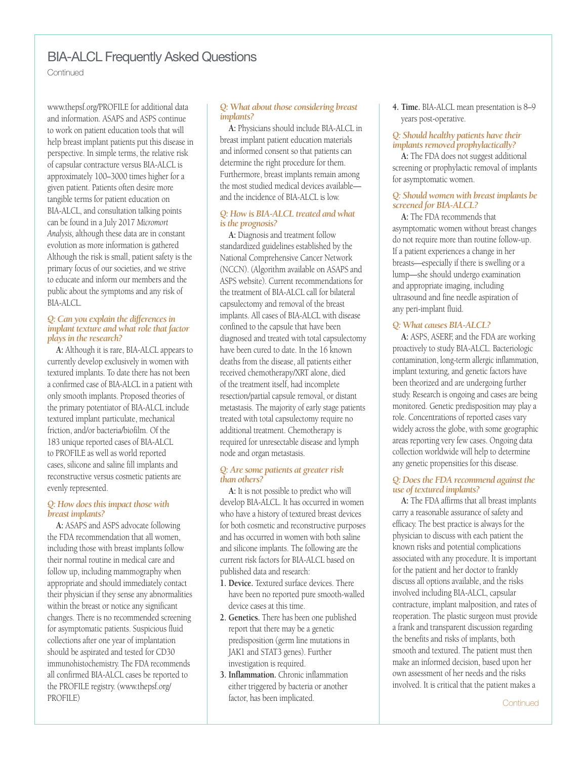# BIA-ALCL Frequently Asked Questions

Continued

www.thepsf.org/PROFILE for additional data and information. ASAPS and ASPS continue to work on patient education tools that will help breast implant patients put this disease in perspective. In simple terms, the relative risk of capsular contracture versus BIA-ALCL is approximately 100–3000 times higher for a given patient. Patients often desire more tangible terms for patient education on BIA-ALCL, and consultation talking points can be found in a July 2017 *Micromort Analysis*, although these data are in constant evolution as more information is gathered Although the risk is small, patient safety is the primary focus of our societies, and we strive to educate and inform our members and the public about the symptoms and any risk of BIA-ALCL.

### *Q: Can you explain the differences in implant texture and what role that factor plays in the research?*

**A:** Although it is rare, BIA-ALCL appears to currently develop exclusively in women with textured implants. To date there has not been a confirmed case of BIA-ALCL in a patient with only smooth implants. Proposed theories of the primary potentiator of BIA-ALCL include textured implant particulate, mechanical friction, and/or bacteria/biofilm. Of the 183 unique reported cases of BIA-ALCL to PROFILE as well as world reported cases, silicone and saline fill implants and reconstructive versus cosmetic patients are evenly represented.

### *Q: How does this impact those with breast implants?*

**A:** ASAPS and ASPS advocate following the FDA recommendation that all women, including those with breast implants follow their normal routine in medical care and follow up, including mammography when appropriate and should immediately contact their physician if they sense any abnormalities within the breast or notice any significant changes. There is no recommended screening for asymptomatic patients. Suspicious fluid collections after one year of implantation should be aspirated and tested for CD30 immunohistochemistry. The FDA recommends all confirmed BIA-ALCL cases be reported to the PROFILE registry. (www.thepsf.org/PROFILE)

### *Q: What about those considering breast implants?*

**A:** Physicians should include BIA-ALCL in breast implant patient education materials and informed consent so that patients can determine the right procedure for them. Furthermore, breast implants remain among the most studied medical devices available—and the incidence of BIA-ALCL is low.

### *Q: How is BIA-ALCL treated and what is the prognosis?*

**A:** Diagnosis and treatment follow standardized guidelines established by the National Comprehensive Cancer Network (NCCN). (Algorithm available on ASAPS and ASPS website). Current recommendations for the treatment of BIA-ALCL call for bilateral capsulectomy and removal of the breast implants. All cases of BIA-ALCL with disease confined to the capsule that have been diagnosed and treated with total capsulectomy have been cured to date. In the 16 known deaths from the disease, all patients either received chemotherapy/XRT alone, died of the treatment itself, had incomplete resection/partial capsule removal, or distant metastasis. The majority of early stage patients treated with total capsulectomy require no additional treatment. Chemotherapy is required for unresectable disease and lymph node and organ metastasis.

### *Q: Are some patients at greater risk than others?*

**A:** It is not possible to predict who will develop BIA-ALCL. It has occurred in women who have a history of textured breast devices for both cosmetic and reconstructive purposes and has occurred in women with both saline and silicone implants. The following are the current risk factors for BIA-ALCL based on published data and research:

1. **Device.** Textured surface devices. There have been no reported pure smooth-walled device cases at this time.
2. **Genetics.** There has been one published report that there may be a genetic predisposition (germ line mutations in JAK1 and STAT3 genes). Further investigation is required.
3. **Inflammation.** Chronic inflammation either triggered by bacteria or another factor, has been implicated.
4. **Time.** BIA-ALCL mean presentation is 8–9 years post-operative.

### *Q: Should healthy patients have their implants removed prophylactically?*

**A:** The FDA does not suggest additional screening or prophylactic removal of implants for asymptomatic women.

### *Q: Should women with breast implants be screened for BIA-ALCL?*

**A:** The FDA recommends that asymptomatic women without breast changes do not require more than routine follow-up. If a patient experiences a change in her breasts—especially if there is swelling or a lump—she should undergo examination and appropriate imaging, including ultrasound and fine needle aspiration of any peri-implant fluid.

### *Q: What causes BIA-ALCL?*

**A:** ASPS, ASERF, and the FDA are working proactively to study BIA-ALCL. Bacteriologic contamination, long-term allergic inflammation, implant texturing, and genetic factors have been theorized and are undergoing further study. Research is ongoing and cases are being monitored. Genetic predisposition may play a role. Concentrations of reported cases vary widely across the globe, with some geographic areas reporting very few cases. Ongoing data collection worldwide will help to determine any genetic propensities for this disease.

### *Q: Does the FDA recommend against the use of textured implants?*

**A:** The FDA affirms that all breast implants carry a reasonable assurance of safety and efficacy. The best practice is always for the physician to discuss with each patient the known risks and potential complications associated with any procedure. It is important for the patient and her doctor to frankly discuss all options available, and the risks involved including BIA-ALCL, capsular contracture, implant malposition, and rates of reoperation. The plastic surgeon must provide a frank and transparent discussion regarding the benefits and risks of implants, both smooth and textured. The patient must then make an informed decision, based upon her own assessment of her needs and the risks involved. It is critical that the patient makes a

Continued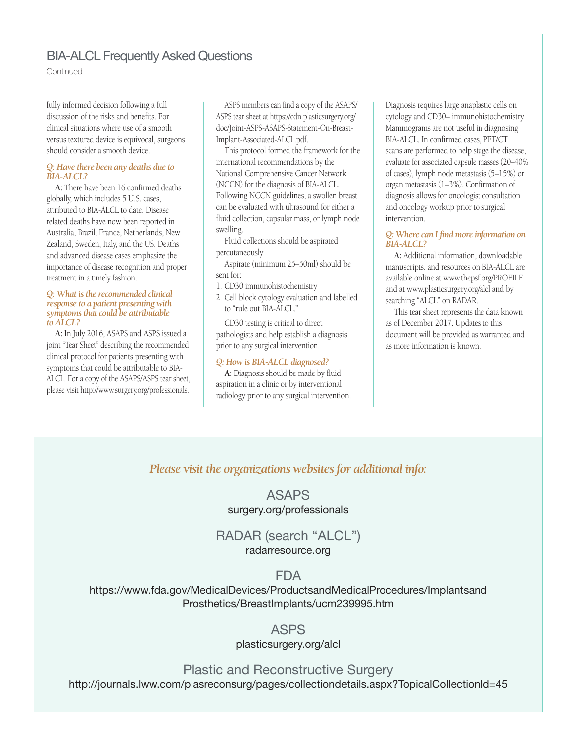## BIA-ALCL Frequently Asked Questions

Continued

fully informed decision following a full discussion of the risks and benefits. For clinical situations where use of a smooth versus textured device is equivocal, surgeons should consider a smooth device.

***Q: Have there been any deaths due to BIA-ALCL?***

**A:** There have been 16 confirmed deaths globally, which includes 5 U.S. cases, attributed to BIA-ALCL to date. Disease related deaths have now been reported in Australia, Brazil, France, Netherlands, New Zealand, Sweden, Italy, and the US. Deaths and advanced disease cases emphasize the importance of disease recognition and proper treatment in a timely fashion.

***Q: What is the recommended clinical response to a patient presenting with symptoms that could be attributable to ALCL?***

**A:** In July 2016, ASAPS and ASPS issued a joint "Tear Sheet" describing the recommended clinical protocol for patients presenting with symptoms that could be attributable to BIA-ALCL. For a copy of the ASAPS/ASPS tear sheet, please visit http://www.surgery.org/professionals.

ASPS members can find a copy of the ASAPS/ASPS tear sheet at https://cdn.plasticsurgery.org/doc/Joint-ASPS-ASAPS-Statement-On-Breast-Implant-Associated-ALCL.pdf.

This protocol formed the framework for the international recommendations by the National Comprehensive Cancer Network (NCCN) for the diagnosis of BIA-ALCL. Following NCCN guidelines, a swollen breast can be evaluated with ultrasound for either a fluid collection, capsular mass, or lymph node swelling.

Fluid collections should be aspirated percutaneously.

Aspirate (minimum 25–50ml) should be sent for:

1. CD30 immunohistochemistry
2. Cell block cytology evaluation and labelled to "rule out BIA-ALCL."

CD30 testing is critical to direct pathologists and help establish a diagnosis prior to any surgical intervention.

***Q: How is BIA-ALCL diagnosed?***

**A:** Diagnosis should be made by fluid aspiration in a clinic or by interventional radiology prior to any surgical intervention. Diagnosis requires large anaplastic cells on cytology and CD30+ immunohistochemistry. Mammograms are not useful in diagnosing BIA-ALCL. In confirmed cases, PET/CT scans are performed to help stage the disease, evaluate for associated capsule masses (20–40% of cases), lymph node metastasis (5–15%) or organ metastasis (1–3%). Confirmation of diagnosis allows for oncologist consultation and oncology workup prior to surgical intervention.

***Q: Where can I find more information on BIA-ALCL?***

**A:** Additional information, downloadable manuscripts, and resources on BIA-ALCL are available online at www.thepsf.org/PROFILE and at www.plasticsurgery.org/alcl and by searching "ALCL" on RADAR.

This tear sheet represents the data known as of December 2017. Updates to this document will be provided as warranted and as more information is known.

***Please visit the organizations websites for additional info:***

**ASAPS**
surgery.org/professionals

**RADAR (search "ALCL")**
radarresource.org

**FDA**
https://www.fda.gov/MedicalDevices/ProductsandMedicalProcedures/ImplantsandProsthetics/BreastImplants/ucm239995.htm

**ASPS**
plasticsurgery.org/alcl

**Plastic and Reconstructive Surgery**
http://journals.lww.com/plasreconsurg/pages/collectiondetails.aspx?TopicalCollectionId=45